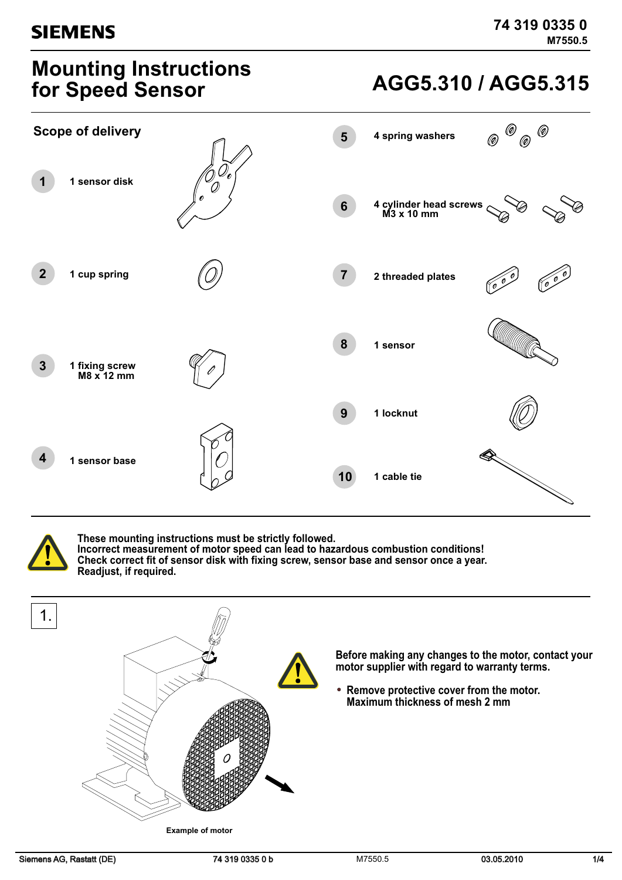# Mounting Instructions for Speed Sensor

# AGG5.310 / AGG5.315

74 319 0335 0
M7550.5

## Scope of delivery

1. 1 sensor disk
2. 1 cup spring
3. 1 fixing screw M8 x 12 mm
4. 1 sensor base
5. 4 spring washers
6. 4 cylinder head screws M3 x 10 mm
7. 2 threaded plates
8. 1 sensor
9. 1 locknut
10. 1 cable tie

**These mounting instructions must be strictly followed.**
**Incorrect measurement of motor speed can lead to hazardous combustion conditions!**
**Check correct fit of sensor disk with fixing screw, sensor base and sensor once a year.**
**Readjust, if required.**

## 1.

**Before making any changes to the motor, contact your motor supplier with regard to warranty terms.**

- **Remove protective cover from the motor.**
  **Maximum thickness of mesh 2 mm**

Example of motor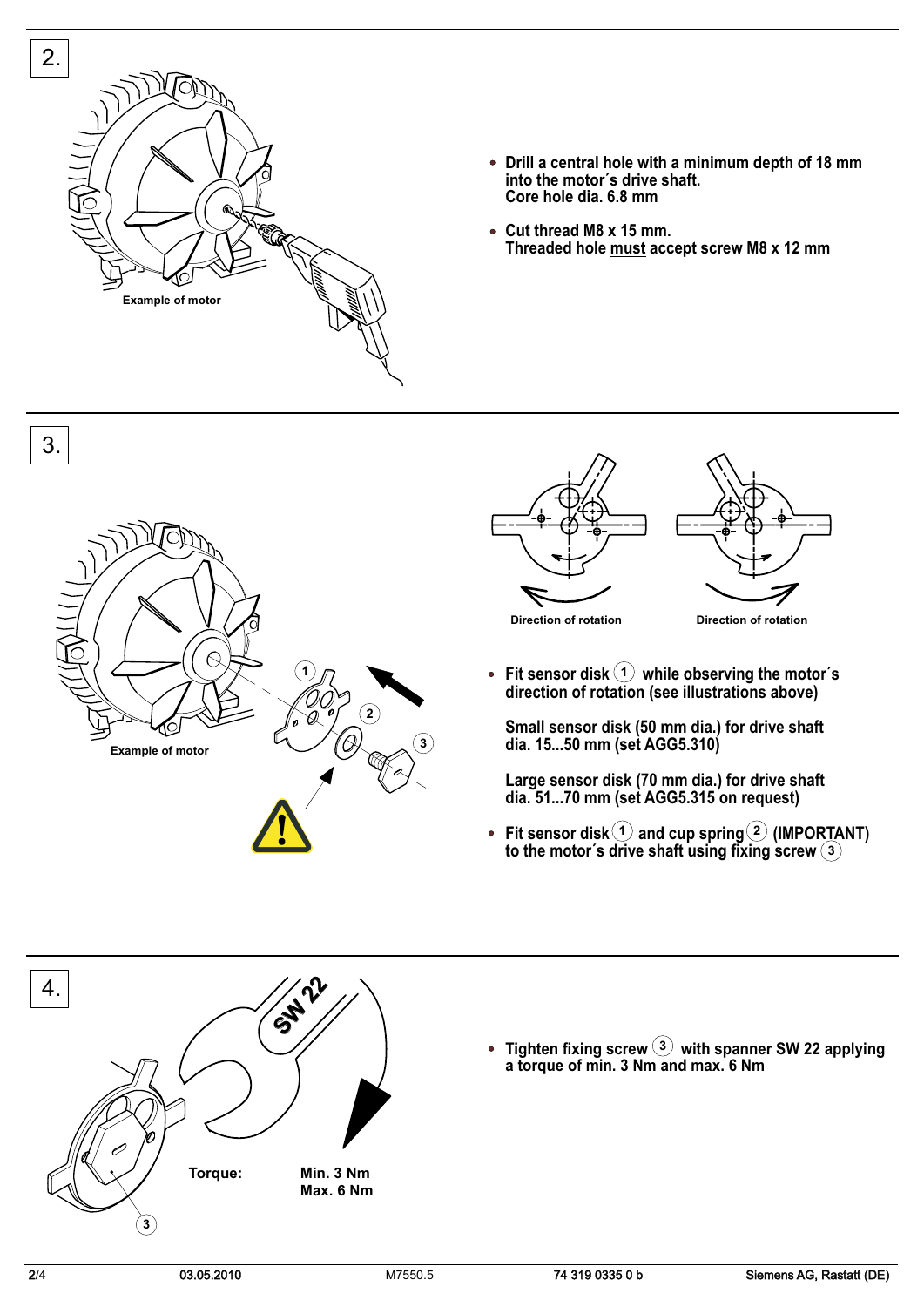## 2.

Example of motor

- Drill a central hole with a minimum depth of 18 mm into the motor´s drive shaft.
  Core hole dia. 6.8 mm
- Cut thread M8 x 15 mm.
  Threaded hole must accept screw M8 x 12 mm

## 3.

Example of motor

Direction of rotation

Direction of rotation

- Fit sensor disk (1) while observing the motor´s direction of rotation (see illustrations above)

  Small sensor disk (50 mm dia.) for drive shaft dia. 15...50 mm (set AGG5.310)

  Large sensor disk (70 mm dia.) for drive shaft dia. 51...70 mm (set AGG5.315 on request)

- Fit sensor disk (1) and cup spring (2) (IMPORTANT) to the motor´s drive shaft using fixing screw (3)

## 4.

SW 22

Torque: Min. 3 Nm
Max. 6 Nm

- Tighten fixing screw (3) with spanner SW 22 applying a torque of min. 3 Nm and max. 6 Nm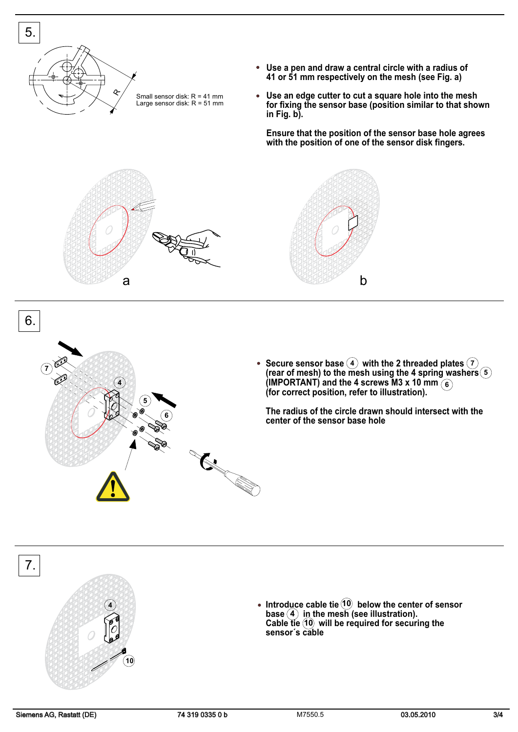## 5.

Small sensor disk: R = 41 mm
Large sensor disk: R = 51 mm

- Use a pen and draw a central circle with a radius of 41 or 51 mm respectively on the mesh (see Fig. a)
- Use an edge cutter to cut a square hole into the mesh for fixing the sensor base (position similar to that shown in Fig. b).

  Ensure that the position of the sensor base hole agrees with the position of one of the sensor disk fingers.

a

b

## 6.

- Secure sensor base (4) with the 2 threaded plates (7) (rear of mesh) to the mesh using the 4 spring washers (5) (IMPORTANT) and the 4 screws M3 x 10 mm (6) (for correct position, refer to illustration).

  The radius of the circle drawn should intersect with the center of the sensor base hole

## 7.

- Introduce cable tie (10) below the center of sensor base (4) in the mesh (see illustration). Cable tie (10) will be required for securing the sensor´s cable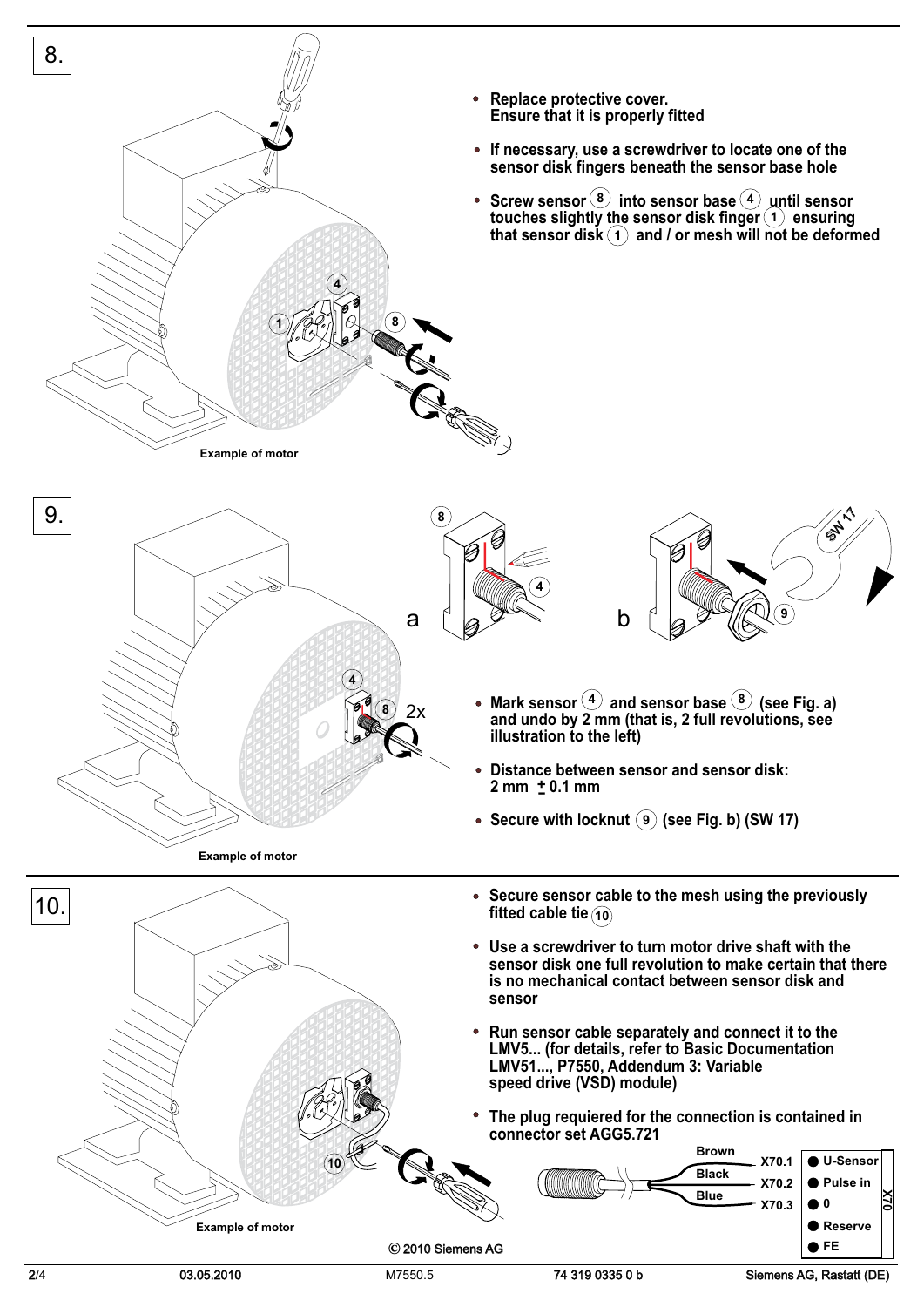## 8.

- **Replace protective cover. Ensure that it is properly fitted**
- **If necessary, use a screwdriver to locate one of the sensor disk fingers beneath the sensor base hole**
- **Screw sensor (8) into sensor base (4) until sensor touches slightly the sensor disk finger (1) ensuring that sensor disk (1) and / or mesh will not be deformed**

Example of motor

## 9.

a

b

SW 17

2x

- **Mark sensor (4) and sensor base (8) (see Fig. a) and undo by 2 mm (that is, 2 full revolutions, see illustration to the left)**
- **Distance between sensor and sensor disk: 2 mm ± 0.1 mm**
- **Secure with locknut (9) (see Fig. b) (SW 17)**

Example of motor

## 10.

- **Secure sensor cable to the mesh using the previously fitted cable tie (10)**
- **Use a screwdriver to turn motor drive shaft with the sensor disk one full revolution to make certain that there is no mechanical contact between sensor disk and sensor**
- **Run sensor cable separately and connect it to the LMV5... (for details, refer to Basic Documentation LMV51..., P7550, Addendum 3: Variable speed drive (VSD) module)**
- **The plug requiered for the connection is contained in connector set AGG5.721**

Brown — X70.1 — U-Sensor

Black — X70.2 — Pulse in

Blue — X70.3 — 0

Reserve

FE

X70

Example of motor

© 2010 Siemens AG

03.05.2010 M7550.5 74 319 0335 0 b Siemens AG, Rastatt (DE)